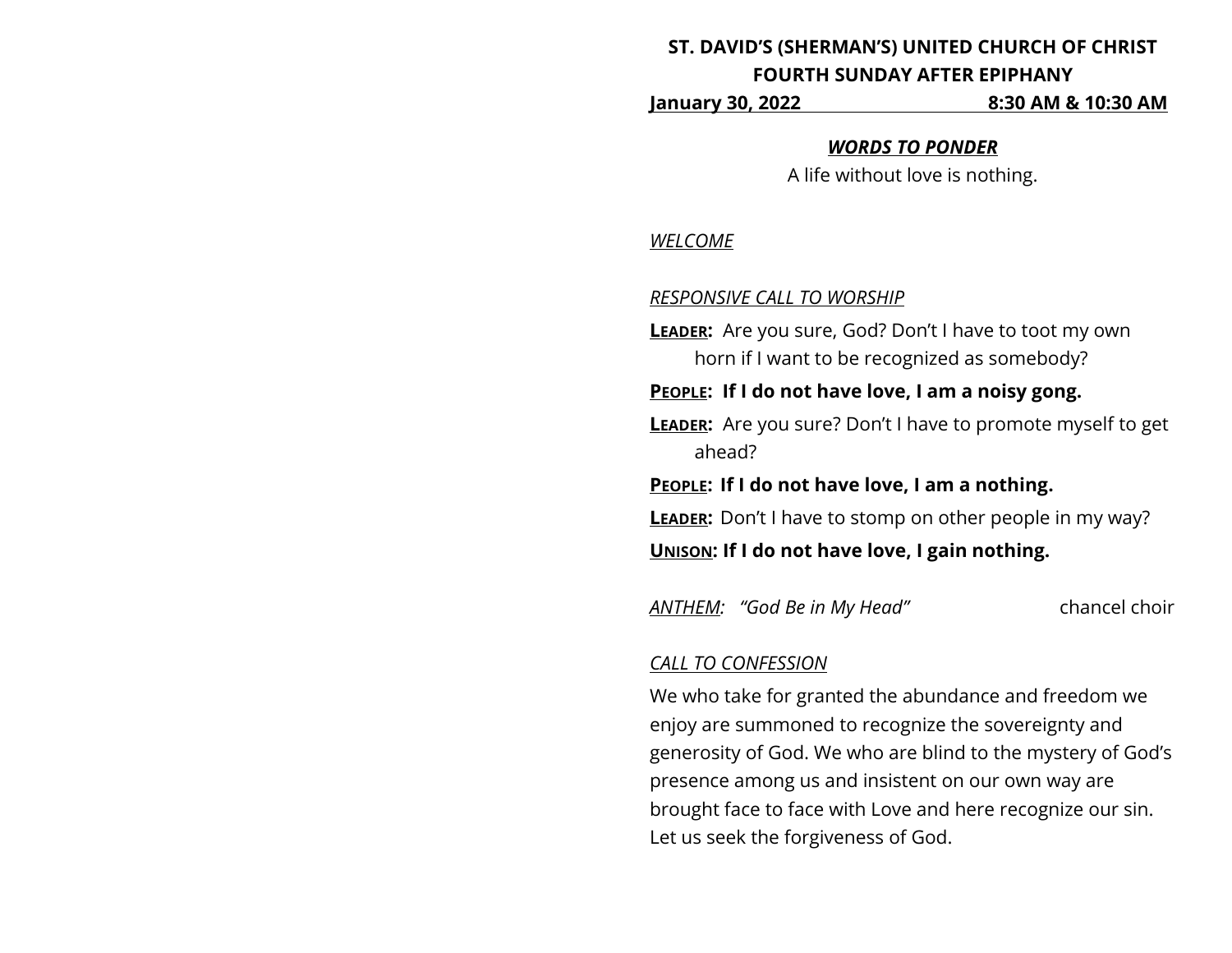# ST. DAVID'S (SHERMAN'S) UNITED CHURCH OF CHRIST

## FOURTH SUNDAY AFTER EPIPHANY

**January 30, 2022 8:30 AM & 10:30 AM**

***WORDS TO PONDER***

A life without love is nothing.

*WELCOME*

*RESPONSIVE CALL TO WORSHIP*

**LEADER:** Are you sure, God? Don't I have to toot my own horn if I want to be recognized as somebody?

**PEOPLE: If I do not have love, I am a noisy gong.**

**LEADER:** Are you sure? Don't I have to promote myself to get ahead?

**PEOPLE: If I do not have love, I am a nothing.**

**LEADER:** Don't I have to stomp on other people in my way?

**UNISON: If I do not have love, I gain nothing.**

*ANTHEM: "God Be in My Head"* chancel choir

*CALL TO CONFESSION*

We who take for granted the abundance and freedom we enjoy are summoned to recognize the sovereignty and generosity of God. We who are blind to the mystery of God's presence among us and insistent on our own way are brought face to face with Love and here recognize our sin. Let us seek the forgiveness of God.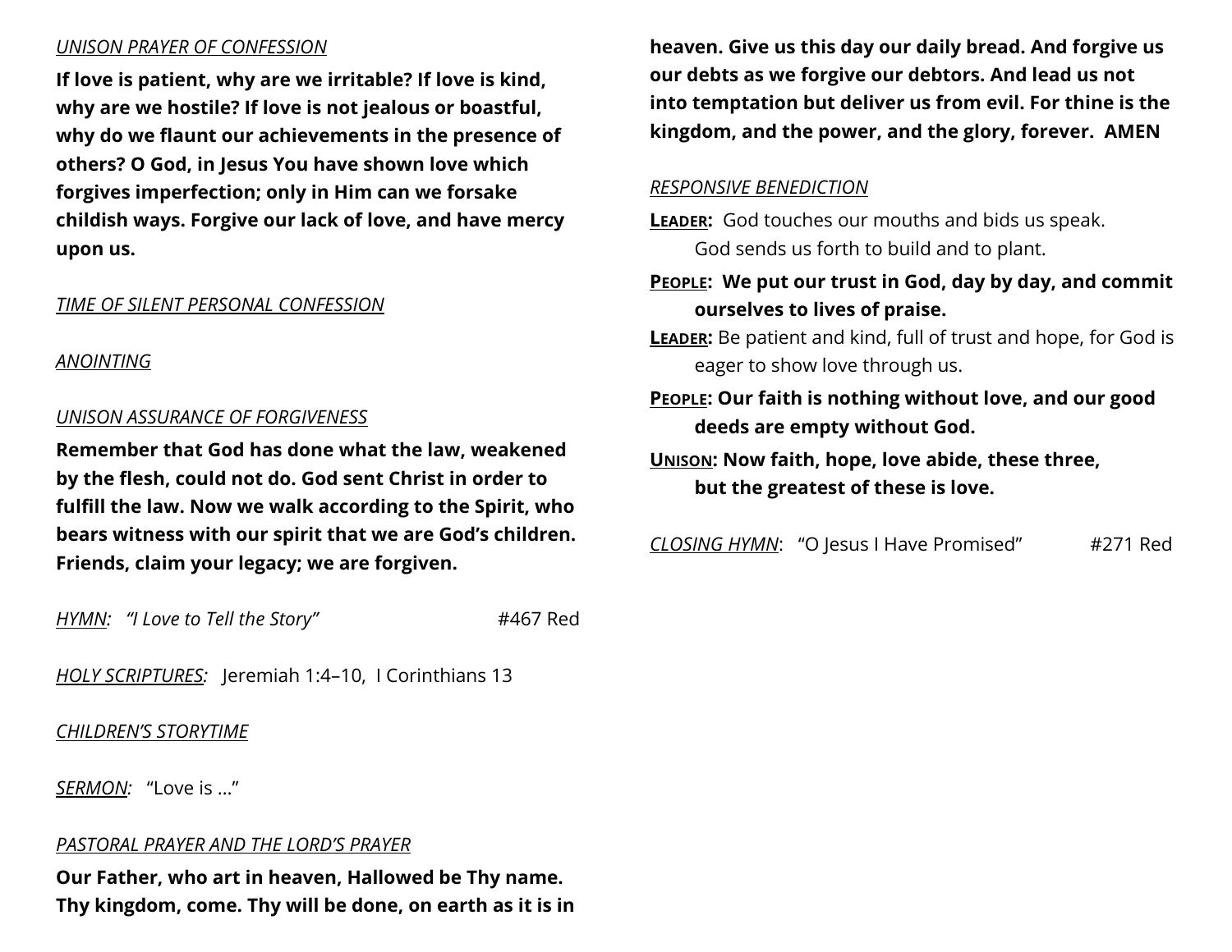*UNISON PRAYER OF CONFESSION*

**If love is patient, why are we irritable? If love is kind, why are we hostile? If love is not jealous or boastful, why do we flaunt our achievements in the presence of others? O God, in Jesus You have shown love which forgives imperfection; only in Him can we forsake childish ways. Forgive our lack of love, and have mercy upon us.**

*TIME OF SILENT PERSONAL CONFESSION*

*ANOINTING*

*UNISON ASSURANCE OF FORGIVENESS*

**Remember that God has done what the law, weakened by the flesh, could not do. God sent Christ in order to fulfill the law. Now we walk according to the Spirit, who bears witness with our spirit that we are God's children. Friends, claim your legacy; we are forgiven.**

*HYMN:* *"I Love to Tell the Story"* #467 Red

*HOLY SCRIPTURES:* Jeremiah 1:4–10, I Corinthians 13

*CHILDREN'S STORYTIME*

*SERMON:* "Love is …"

*PASTORAL PRAYER AND THE LORD'S PRAYER*

**Our Father, who art in heaven, Hallowed be Thy name. Thy kingdom, come. Thy will be done, on earth as it is in heaven. Give us this day our daily bread. And forgive us our debts as we forgive our debtors. And lead us not into temptation but deliver us from evil. For thine is the kingdom, and the power, and the glory, forever. AMEN**

*RESPONSIVE BENEDICTION*

**LEADER:** God touches our mouths and bids us speak. God sends us forth to build and to plant.

**PEOPLE: We put our trust in God, day by day, and commit ourselves to lives of praise.**

**LEADER:** Be patient and kind, full of trust and hope, for God is eager to show love through us.

**PEOPLE: Our faith is nothing without love, and our good deeds are empty without God.**

**UNISON: Now faith, hope, love abide, these three, but the greatest of these is love.**

*CLOSING HYMN*: "O Jesus I Have Promised" #271 Red